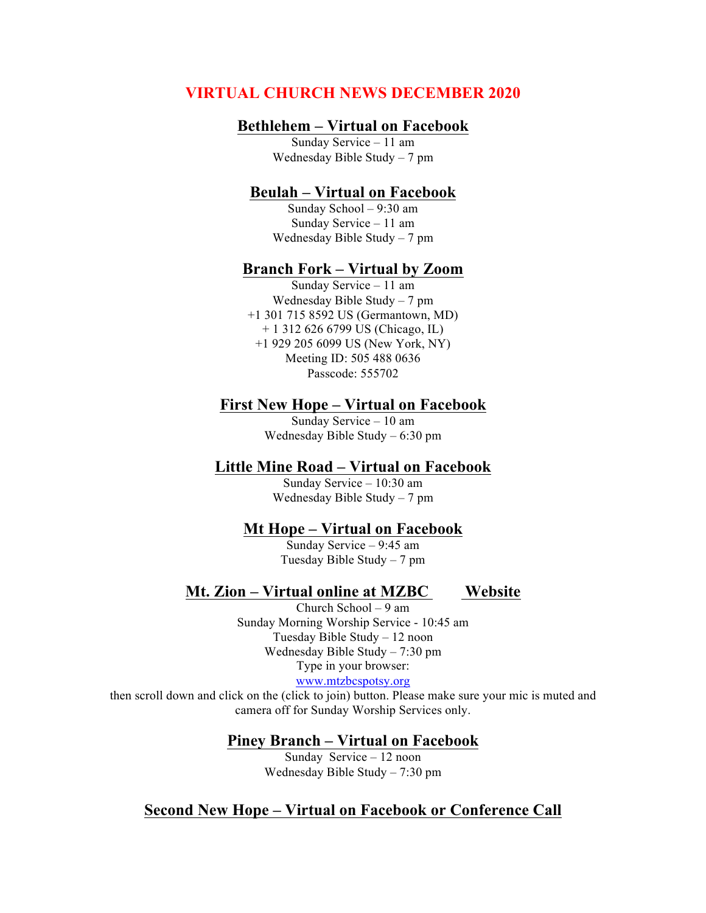# VIRTUAL CHURCH NEWS DECEMBER 2020

## Bethlehem – Virtual on Facebook

Sunday Service – 11 am
Wednesday Bible Study – 7 pm

## Beulah – Virtual on Facebook

Sunday School – 9:30 am
Sunday Service – 11 am
Wednesday Bible Study – 7 pm

## Branch Fork – Virtual by Zoom

Sunday Service – 11 am
Wednesday Bible Study – 7 pm
+1 301 715 8592 US (Germantown, MD)
+ 1 312 626 6799 US (Chicago, IL)
+1 929 205 6099 US (New York, NY)
Meeting ID: 505 488 0636
Passcode: 555702

## First New Hope – Virtual on Facebook

Sunday Service – 10 am
Wednesday Bible Study – 6:30 pm

## Little Mine Road – Virtual on Facebook

Sunday Service – 10:30 am
Wednesday Bible Study – 7 pm

## Mt Hope – Virtual on Facebook

Sunday Service – 9:45 am
Tuesday Bible Study – 7 pm

## Mt. Zion – Virtual online at MZBC Website

Church School – 9 am
Sunday Morning Worship Service - 10:45 am
Tuesday Bible Study – 12 noon
Wednesday Bible Study – 7:30 pm
Type in your browser:
[www.mtzbcspotsy.org](http://www.mtzbcspotsy.org)
then scroll down and click on the (click to join) button. Please make sure your mic is muted and camera off for Sunday Worship Services only.

## Piney Branch – Virtual on Facebook

Sunday Service – 12 noon
Wednesday Bible Study – 7:30 pm

## Second New Hope – Virtual on Facebook or Conference Call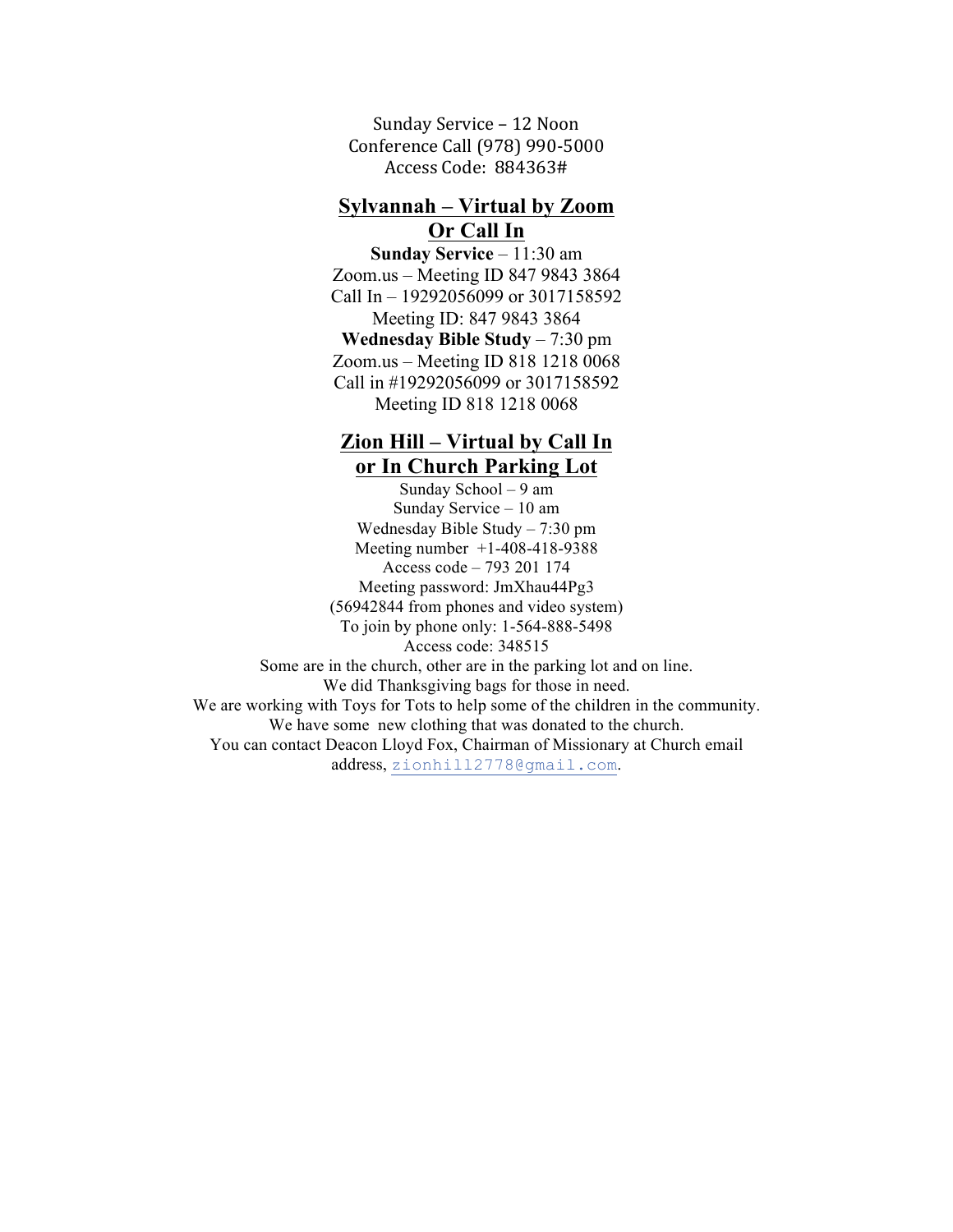Sunday Service – 12 Noon
Conference Call (978) 990-5000
Access Code: 884363#

## Sylvannah – Virtual by Zoom Or Call In

**Sunday Service** – 11:30 am
Zoom.us – Meeting ID 847 9843 3864
Call In – 19292056099 or 3017158592
Meeting ID: 847 9843 3864
**Wednesday Bible Study** – 7:30 pm
Zoom.us – Meeting ID 818 1218 0068
Call in #19292056099 or 3017158592
Meeting ID 818 1218 0068

## Zion Hill – Virtual by Call In or In Church Parking Lot

Sunday School – 9 am
Sunday Service – 10 am
Wednesday Bible Study – 7:30 pm
Meeting number +1-408-418-9388
Access code – 793 201 174
Meeting password: JmXhau44Pg3
(56942844 from phones and video system)
To join by phone only: 1-564-888-5498
Access code: 348515
Some are in the church, other are in the parking lot and on line.
We did Thanksgiving bags for those in need.
We are working with Toys for Tots to help some of the children in the community.
We have some new clothing that was donated to the church.
You can contact Deacon Lloyd Fox, Chairman of Missionary at Church email address, zionhill2778@gmail.com.